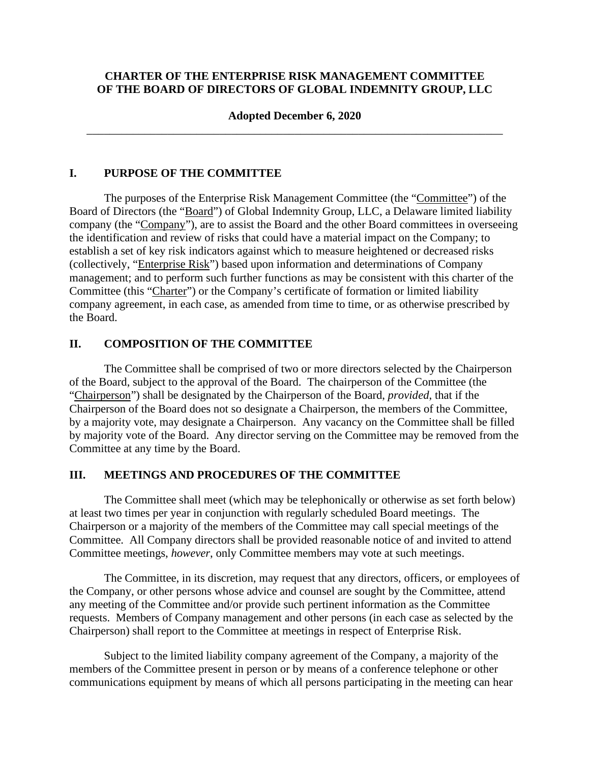**CHARTER OF THE ENTERPRISE RISK MANAGEMENT COMMITTEE OF THE BOARD OF DIRECTORS OF GLOBAL INDEMNITY GROUP, LLC**

**Adopted December 6, 2020**

---

## I. PURPOSE OF THE COMMITTEE

The purposes of the Enterprise Risk Management Committee (the "Committee") of the Board of Directors (the "Board") of Global Indemnity Group, LLC, a Delaware limited liability company (the "Company"), are to assist the Board and the other Board committees in overseeing the identification and review of risks that could have a material impact on the Company; to establish a set of key risk indicators against which to measure heightened or decreased risks (collectively, "Enterprise Risk") based upon information and determinations of Company management; and to perform such further functions as may be consistent with this charter of the Committee (this "Charter") or the Company's certificate of formation or limited liability company agreement, in each case, as amended from time to time, or as otherwise prescribed by the Board.

## II. COMPOSITION OF THE COMMITTEE

The Committee shall be comprised of two or more directors selected by the Chairperson of the Board, subject to the approval of the Board. The chairperson of the Committee (the "Chairperson") shall be designated by the Chairperson of the Board, *provided*, that if the Chairperson of the Board does not so designate a Chairperson, the members of the Committee, by a majority vote, may designate a Chairperson. Any vacancy on the Committee shall be filled by majority vote of the Board. Any director serving on the Committee may be removed from the Committee at any time by the Board.

## III. MEETINGS AND PROCEDURES OF THE COMMITTEE

The Committee shall meet (which may be telephonically or otherwise as set forth below) at least two times per year in conjunction with regularly scheduled Board meetings. The Chairperson or a majority of the members of the Committee may call special meetings of the Committee. All Company directors shall be provided reasonable notice of and invited to attend Committee meetings, *however*, only Committee members may vote at such meetings.

The Committee, in its discretion, may request that any directors, officers, or employees of the Company, or other persons whose advice and counsel are sought by the Committee, attend any meeting of the Committee and/or provide such pertinent information as the Committee requests. Members of Company management and other persons (in each case as selected by the Chairperson) shall report to the Committee at meetings in respect of Enterprise Risk.

Subject to the limited liability company agreement of the Company, a majority of the members of the Committee present in person or by means of a conference telephone or other communications equipment by means of which all persons participating in the meeting can hear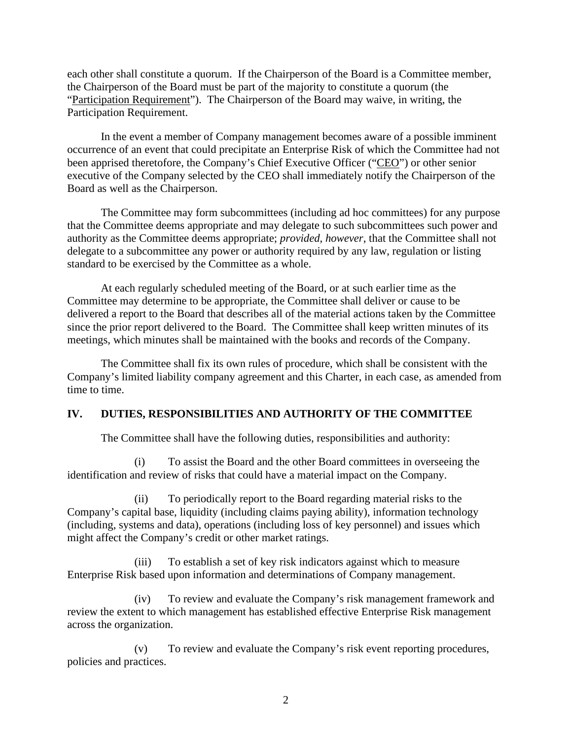each other shall constitute a quorum. If the Chairperson of the Board is a Committee member, the Chairperson of the Board must be part of the majority to constitute a quorum (the "Participation Requirement"). The Chairperson of the Board may waive, in writing, the Participation Requirement.

In the event a member of Company management becomes aware of a possible imminent occurrence of an event that could precipitate an Enterprise Risk of which the Committee had not been apprised theretofore, the Company's Chief Executive Officer ("CEO") or other senior executive of the Company selected by the CEO shall immediately notify the Chairperson of the Board as well as the Chairperson.

The Committee may form subcommittees (including ad hoc committees) for any purpose that the Committee deems appropriate and may delegate to such subcommittees such power and authority as the Committee deems appropriate; *provided*, *however*, that the Committee shall not delegate to a subcommittee any power or authority required by any law, regulation or listing standard to be exercised by the Committee as a whole.

At each regularly scheduled meeting of the Board, or at such earlier time as the Committee may determine to be appropriate, the Committee shall deliver or cause to be delivered a report to the Board that describes all of the material actions taken by the Committee since the prior report delivered to the Board. The Committee shall keep written minutes of its meetings, which minutes shall be maintained with the books and records of the Company.

The Committee shall fix its own rules of procedure, which shall be consistent with the Company's limited liability company agreement and this Charter, in each case, as amended from time to time.

## IV. DUTIES, RESPONSIBILITIES AND AUTHORITY OF THE COMMITTEE

The Committee shall have the following duties, responsibilities and authority:

(i) To assist the Board and the other Board committees in overseeing the identification and review of risks that could have a material impact on the Company.

(ii) To periodically report to the Board regarding material risks to the Company's capital base, liquidity (including claims paying ability), information technology (including, systems and data), operations (including loss of key personnel) and issues which might affect the Company's credit or other market ratings.

(iii) To establish a set of key risk indicators against which to measure Enterprise Risk based upon information and determinations of Company management.

(iv) To review and evaluate the Company's risk management framework and review the extent to which management has established effective Enterprise Risk management across the organization.

(v) To review and evaluate the Company's risk event reporting procedures, policies and practices.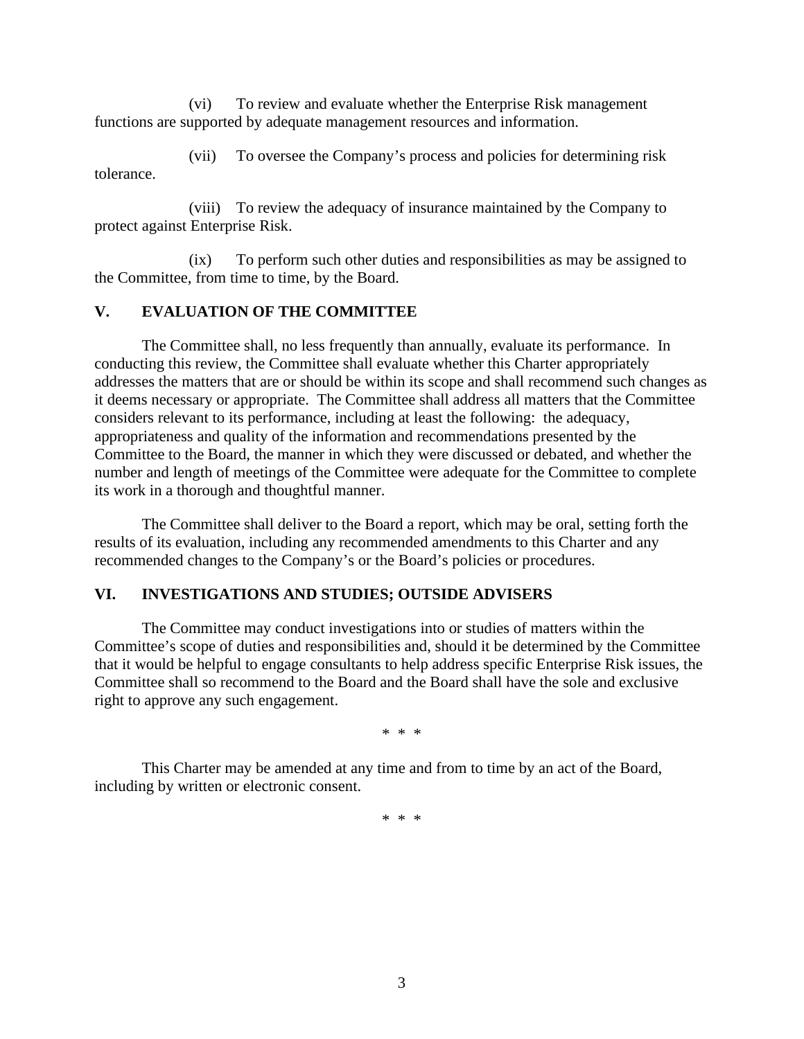(vi) To review and evaluate whether the Enterprise Risk management functions are supported by adequate management resources and information.

(vii) To oversee the Company's process and policies for determining risk tolerance.

(viii) To review the adequacy of insurance maintained by the Company to protect against Enterprise Risk.

(ix) To perform such other duties and responsibilities as may be assigned to the Committee, from time to time, by the Board.

## V. EVALUATION OF THE COMMITTEE

The Committee shall, no less frequently than annually, evaluate its performance. In conducting this review, the Committee shall evaluate whether this Charter appropriately addresses the matters that are or should be within its scope and shall recommend such changes as it deems necessary or appropriate. The Committee shall address all matters that the Committee considers relevant to its performance, including at least the following: the adequacy, appropriateness and quality of the information and recommendations presented by the Committee to the Board, the manner in which they were discussed or debated, and whether the number and length of meetings of the Committee were adequate for the Committee to complete its work in a thorough and thoughtful manner.

The Committee shall deliver to the Board a report, which may be oral, setting forth the results of its evaluation, including any recommended amendments to this Charter and any recommended changes to the Company's or the Board's policies or procedures.

## VI. INVESTIGATIONS AND STUDIES; OUTSIDE ADVISERS

The Committee may conduct investigations into or studies of matters within the Committee's scope of duties and responsibilities and, should it be determined by the Committee that it would be helpful to engage consultants to help address specific Enterprise Risk issues, the Committee shall so recommend to the Board and the Board shall have the sole and exclusive right to approve any such engagement.

\* \* \*

This Charter may be amended at any time and from to time by an act of the Board, including by written or electronic consent.

\* \* \*